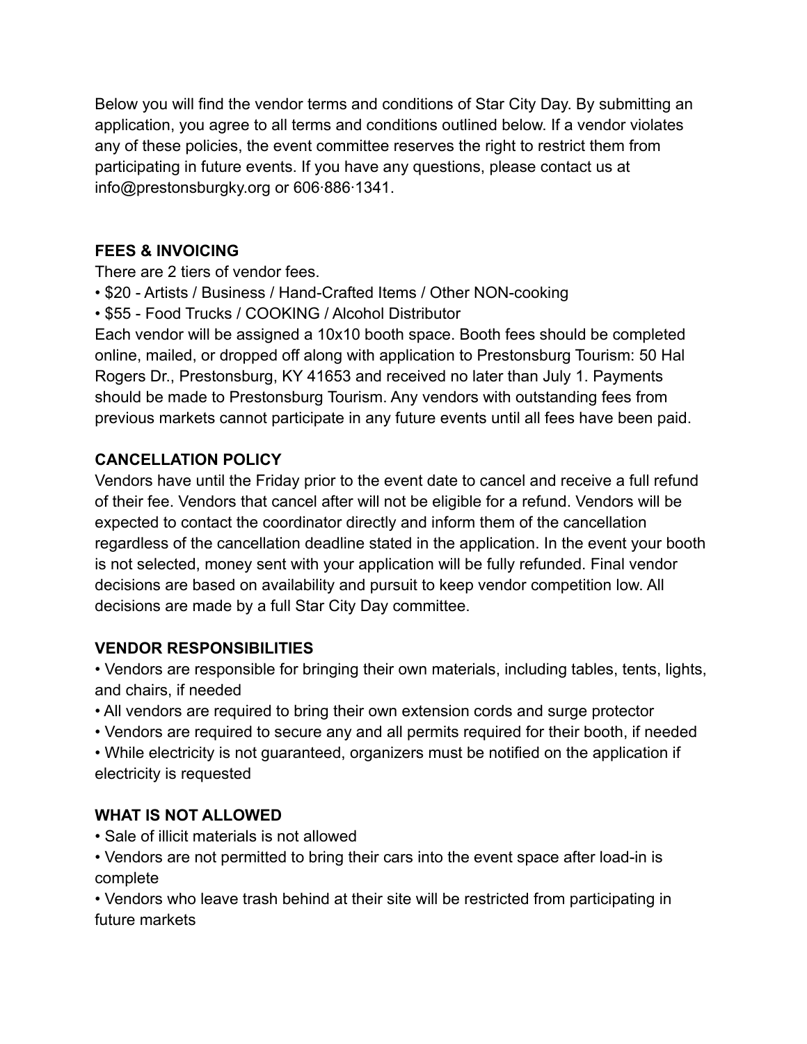Below you will find the vendor terms and conditions of Star City Day. By submitting an application, you agree to all terms and conditions outlined below. If a vendor violates any of these policies, the event committee reserves the right to restrict them from participating in future events. If you have any questions, please contact us at info@prestonsburgky.org or 606·886·1341.

**FEES & INVOICING**

There are 2 tiers of vendor fees.

- $20 - Artists / Business / Hand-Crafted Items / Other NON-cooking
- $55 - Food Trucks / COOKING / Alcohol Distributor

Each vendor will be assigned a 10x10 booth space. Booth fees should be completed online, mailed, or dropped off along with application to Prestonsburg Tourism: 50 Hal Rogers Dr., Prestonsburg, KY 41653 and received no later than July 1. Payments should be made to Prestonsburg Tourism. Any vendors with outstanding fees from previous markets cannot participate in any future events until all fees have been paid.

**CANCELLATION POLICY**

Vendors have until the Friday prior to the event date to cancel and receive a full refund of their fee. Vendors that cancel after will not be eligible for a refund. Vendors will be expected to contact the coordinator directly and inform them of the cancellation regardless of the cancellation deadline stated in the application. In the event your booth is not selected, money sent with your application will be fully refunded. Final vendor decisions are based on availability and pursuit to keep vendor competition low. All decisions are made by a full Star City Day committee.

**VENDOR RESPONSIBILITIES**

- Vendors are responsible for bringing their own materials, including tables, tents, lights, and chairs, if needed
- All vendors are required to bring their own extension cords and surge protector
- Vendors are required to secure any and all permits required for their booth, if needed
- While electricity is not guaranteed, organizers must be notified on the application if electricity is requested

**WHAT IS NOT ALLOWED**

- Sale of illicit materials is not allowed
- Vendors are not permitted to bring their cars into the event space after load-in is complete
- Vendors who leave trash behind at their site will be restricted from participating in future markets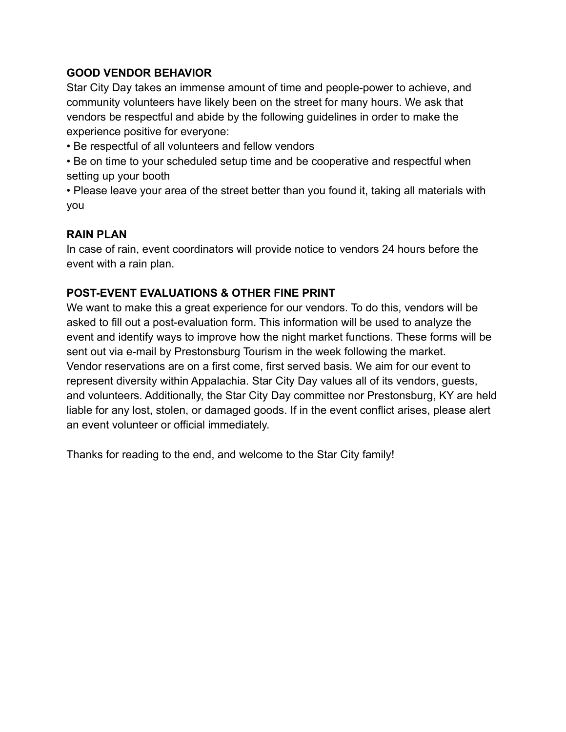**GOOD VENDOR BEHAVIOR**

Star City Day takes an immense amount of time and people-power to achieve, and community volunteers have likely been on the street for many hours. We ask that vendors be respectful and abide by the following guidelines in order to make the experience positive for everyone:

- Be respectful of all volunteers and fellow vendors
- Be on time to your scheduled setup time and be cooperative and respectful when setting up your booth
- Please leave your area of the street better than you found it, taking all materials with you

**RAIN PLAN**

In case of rain, event coordinators will provide notice to vendors 24 hours before the event with a rain plan.

**POST-EVENT EVALUATIONS & OTHER FINE PRINT**

We want to make this a great experience for our vendors. To do this, vendors will be asked to fill out a post-evaluation form. This information will be used to analyze the event and identify ways to improve how the night market functions. These forms will be sent out via e-mail by Prestonsburg Tourism in the week following the market.
Vendor reservations are on a first come, first served basis. We aim for our event to represent diversity within Appalachia. Star City Day values all of its vendors, guests, and volunteers. Additionally, the Star City Day committee nor Prestonsburg, KY are held liable for any lost, stolen, or damaged goods. If in the event conflict arises, please alert an event volunteer or official immediately.

Thanks for reading to the end, and welcome to the Star City family!